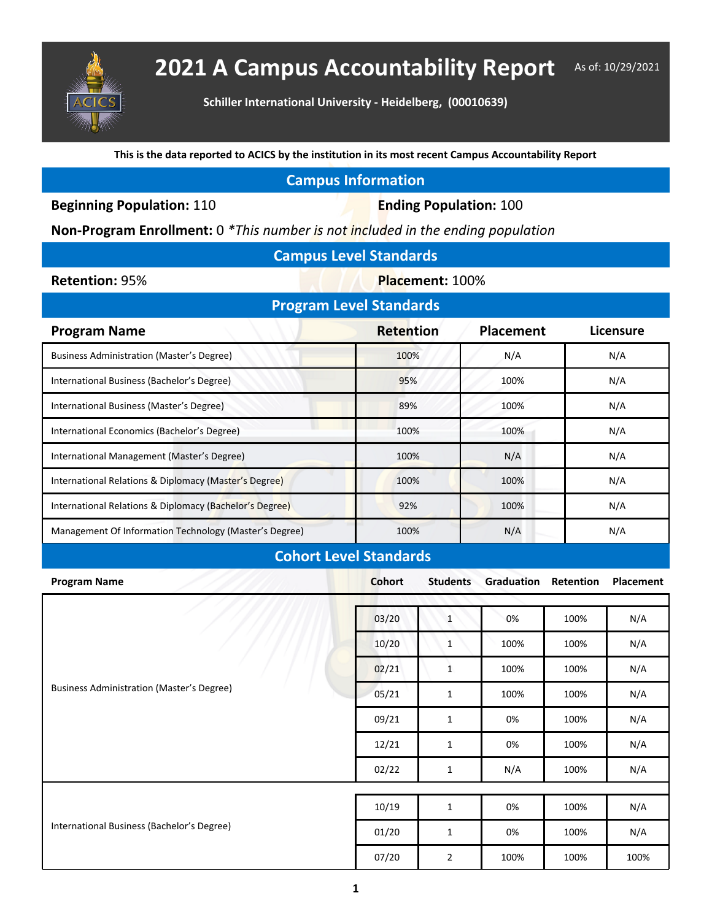# 2021 A Campus Accountability Report

As of: 10/29/2021

**Schiller International University - Heidelberg, (00010639)**

**This is the data reported to ACICS by the institution in its most recent Campus Accountability Report**

## Campus Information

**Beginning Population:** 110

**Ending Population:** 100

**Non-Program Enrollment:** 0 *\*This number is not included in the ending population*

## Campus Level Standards

**Retention:** 95%

**Placement:** 100%

## Program Level Standards

| Program Name | Retention | Placement | Licensure |
|---|---|---|---|
| Business Administration (Master's Degree) | 100% | N/A | N/A |
| International Business (Bachelor's Degree) | 95% | 100% | N/A |
| International Business (Master's Degree) | 89% | 100% | N/A |
| International Economics (Bachelor's Degree) | 100% | 100% | N/A |
| International Management (Master's Degree) | 100% | N/A | N/A |
| International Relations & Diplomacy (Master's Degree) | 100% | 100% | N/A |
| International Relations & Diplomacy (Bachelor's Degree) | 92% | 100% | N/A |
| Management Of Information Technology (Master's Degree) | 100% | N/A | N/A |

## Cohort Level Standards

| Program Name | Cohort | Students | Graduation | Retention | Placement |
|---|---|---|---|---|---|
| Business Administration (Master's Degree) | 03/20 | 1 | 0% | 100% | N/A |
| | 10/20 | 1 | 100% | 100% | N/A |
| | 02/21 | 1 | 100% | 100% | N/A |
| | 05/21 | 1 | 100% | 100% | N/A |
| | 09/21 | 1 | 0% | 100% | N/A |
| | 12/21 | 1 | 0% | 100% | N/A |
| | 02/22 | 1 | N/A | 100% | N/A |
| International Business (Bachelor's Degree) | 10/19 | 1 | 0% | 100% | N/A |
| | 01/20 | 1 | 0% | 100% | N/A |
| | 07/20 | 2 | 100% | 100% | 100% |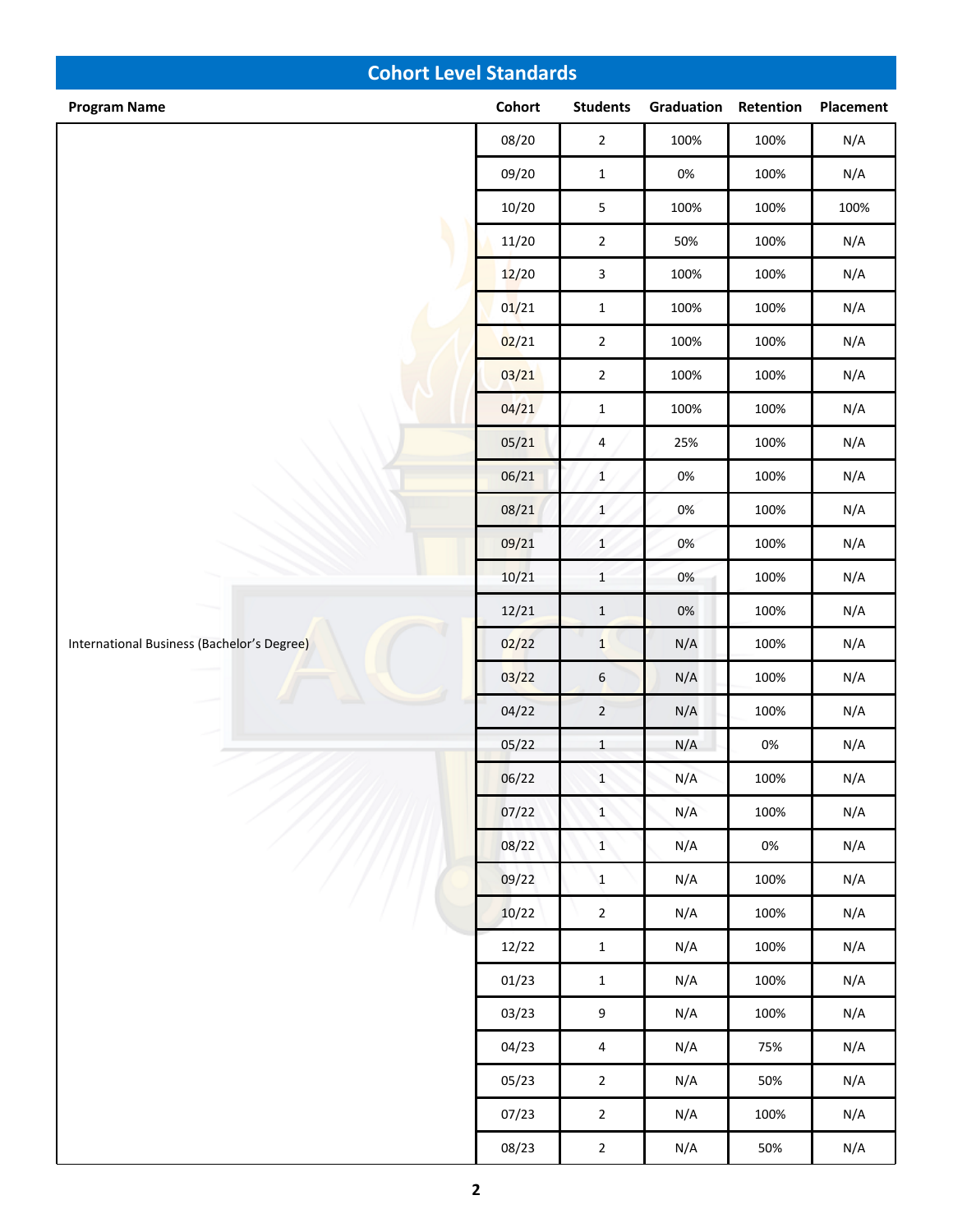## Cohort Level Standards

| Program Name | Cohort | Students | Graduation | Retention | Placement |
|---|---|---|---|---|---|
| International Business (Bachelor's Degree) | 08/20 | 2 | 100% | 100% | N/A |
| | 09/20 | 1 | 0% | 100% | N/A |
| | 10/20 | 5 | 100% | 100% | 100% |
| | 11/20 | 2 | 50% | 100% | N/A |
| | 12/20 | 3 | 100% | 100% | N/A |
| | 01/21 | 1 | 100% | 100% | N/A |
| | 02/21 | 2 | 100% | 100% | N/A |
| | 03/21 | 2 | 100% | 100% | N/A |
| | 04/21 | 1 | 100% | 100% | N/A |
| | 05/21 | 4 | 25% | 100% | N/A |
| | 06/21 | 1 | 0% | 100% | N/A |
| | 08/21 | 1 | 0% | 100% | N/A |
| | 09/21 | 1 | 0% | 100% | N/A |
| | 10/21 | 1 | 0% | 100% | N/A |
| | 12/21 | 1 | 0% | 100% | N/A |
| | 02/22 | 1 | N/A | 100% | N/A |
| | 03/22 | 6 | N/A | 100% | N/A |
| | 04/22 | 2 | N/A | 100% | N/A |
| | 05/22 | 1 | N/A | 0% | N/A |
| | 06/22 | 1 | N/A | 100% | N/A |
| | 07/22 | 1 | N/A | 100% | N/A |
| | 08/22 | 1 | N/A | 0% | N/A |
| | 09/22 | 1 | N/A | 100% | N/A |
| | 10/22 | 2 | N/A | 100% | N/A |
| | 12/22 | 1 | N/A | 100% | N/A |
| | 01/23 | 1 | N/A | 100% | N/A |
| | 03/23 | 9 | N/A | 100% | N/A |
| | 04/23 | 4 | N/A | 75% | N/A |
| | 05/23 | 2 | N/A | 50% | N/A |
| | 07/23 | 2 | N/A | 100% | N/A |
| | 08/23 | 2 | N/A | 50% | N/A |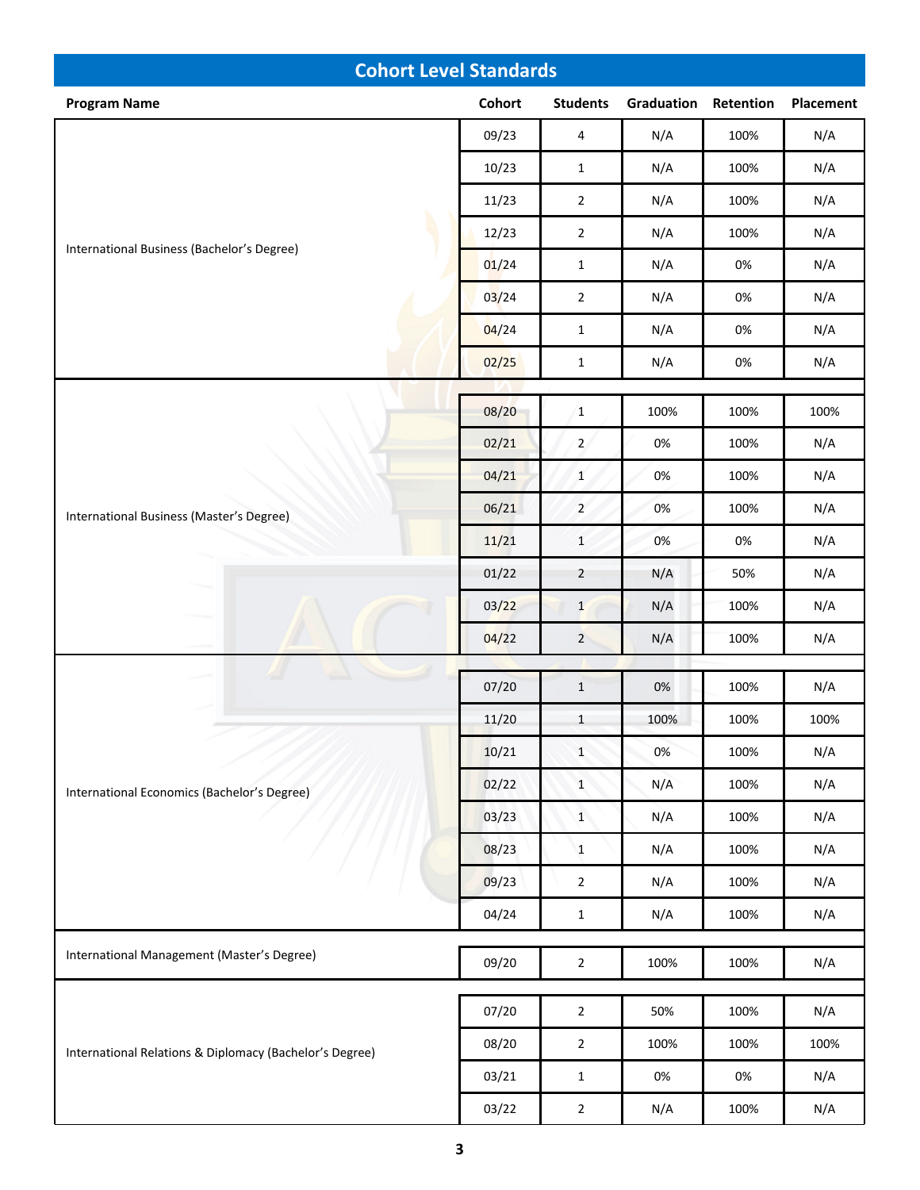## Cohort Level Standards

| Program Name | Cohort | Students | Graduation | Retention | Placement |
|---|---|---|---|---|---|
| International Business (Bachelor's Degree) | 09/23 | 4 | N/A | 100% | N/A |
| | 10/23 | 1 | N/A | 100% | N/A |
| | 11/23 | 2 | N/A | 100% | N/A |
| | 12/23 | 2 | N/A | 100% | N/A |
| | 01/24 | 1 | N/A | 0% | N/A |
| | 03/24 | 2 | N/A | 0% | N/A |
| | 04/24 | 1 | N/A | 0% | N/A |
| | 02/25 | 1 | N/A | 0% | N/A |
| International Business (Master's Degree) | 08/20 | 1 | 100% | 100% | 100% |
| | 02/21 | 2 | 0% | 100% | N/A |
| | 04/21 | 1 | 0% | 100% | N/A |
| | 06/21 | 2 | 0% | 100% | N/A |
| | 11/21 | 1 | 0% | 0% | N/A |
| | 01/22 | 2 | N/A | 50% | N/A |
| | 03/22 | 1 | N/A | 100% | N/A |
| | 04/22 | 2 | N/A | 100% | N/A |
| International Economics (Bachelor's Degree) | 07/20 | 1 | 0% | 100% | N/A |
| | 11/20 | 1 | 100% | 100% | 100% |
| | 10/21 | 1 | 0% | 100% | N/A |
| | 02/22 | 1 | N/A | 100% | N/A |
| | 03/23 | 1 | N/A | 100% | N/A |
| | 08/23 | 1 | N/A | 100% | N/A |
| | 09/23 | 2 | N/A | 100% | N/A |
| | 04/24 | 1 | N/A | 100% | N/A |
| International Management (Master's Degree) | 09/20 | 2 | 100% | 100% | N/A |
| International Relations & Diplomacy (Bachelor's Degree) | 07/20 | 2 | 50% | 100% | N/A |
| | 08/20 | 2 | 100% | 100% | 100% |
| | 03/21 | 1 | 0% | 0% | N/A |
| | 03/22 | 2 | N/A | 100% | N/A |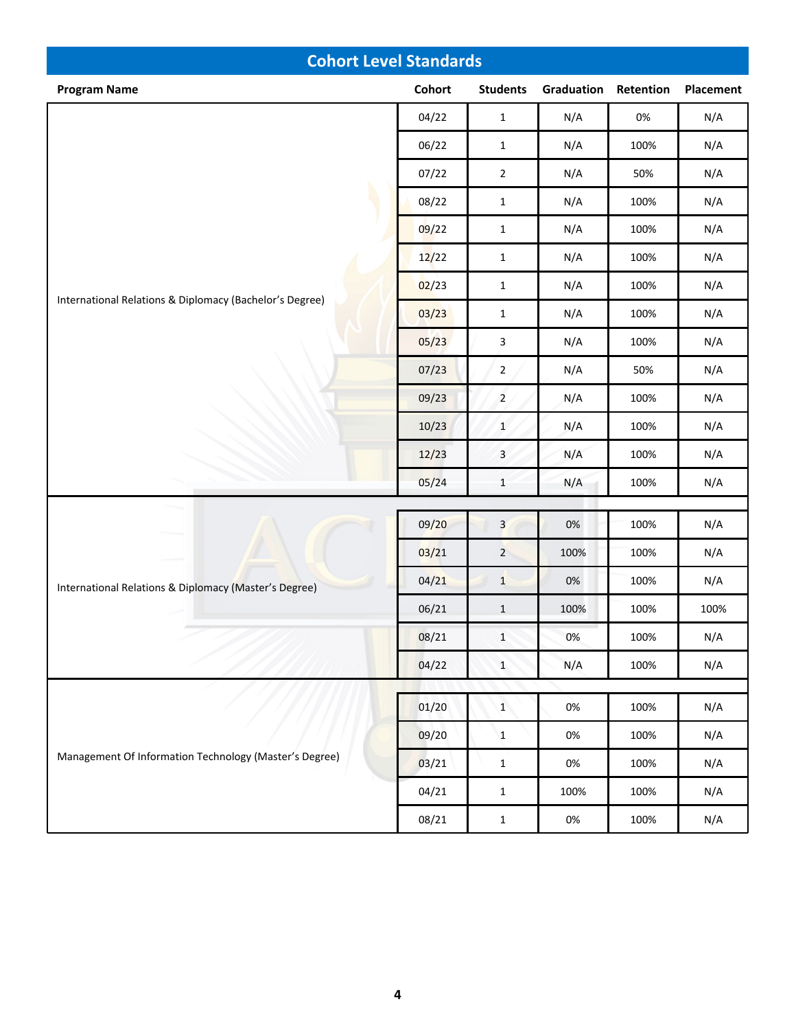## Cohort Level Standards

| Program Name | Cohort | Students | Graduation | Retention | Placement |
|---|---|---|---|---|---|
| International Relations & Diplomacy (Bachelor's Degree) | 04/22 | 1 | N/A | 0% | N/A |
| | 06/22 | 1 | N/A | 100% | N/A |
| | 07/22 | 2 | N/A | 50% | N/A |
| | 08/22 | 1 | N/A | 100% | N/A |
| | 09/22 | 1 | N/A | 100% | N/A |
| | 12/22 | 1 | N/A | 100% | N/A |
| | 02/23 | 1 | N/A | 100% | N/A |
| | 03/23 | 1 | N/A | 100% | N/A |
| | 05/23 | 3 | N/A | 100% | N/A |
| | 07/23 | 2 | N/A | 50% | N/A |
| | 09/23 | 2 | N/A | 100% | N/A |
| | 10/23 | 1 | N/A | 100% | N/A |
| | 12/23 | 3 | N/A | 100% | N/A |
| | 05/24 | 1 | N/A | 100% | N/A |
| International Relations & Diplomacy (Master's Degree) | 09/20 | 3 | 0% | 100% | N/A |
| | 03/21 | 2 | 100% | 100% | N/A |
| | 04/21 | 1 | 0% | 100% | N/A |
| | 06/21 | 1 | 100% | 100% | 100% |
| | 08/21 | 1 | 0% | 100% | N/A |
| | 04/22 | 1 | N/A | 100% | N/A |
| Management Of Information Technology (Master's Degree) | 01/20 | 1 | 0% | 100% | N/A |
| | 09/20 | 1 | 0% | 100% | N/A |
| | 03/21 | 1 | 0% | 100% | N/A |
| | 04/21 | 1 | 100% | 100% | N/A |
| | 08/21 | 1 | 0% | 100% | N/A |